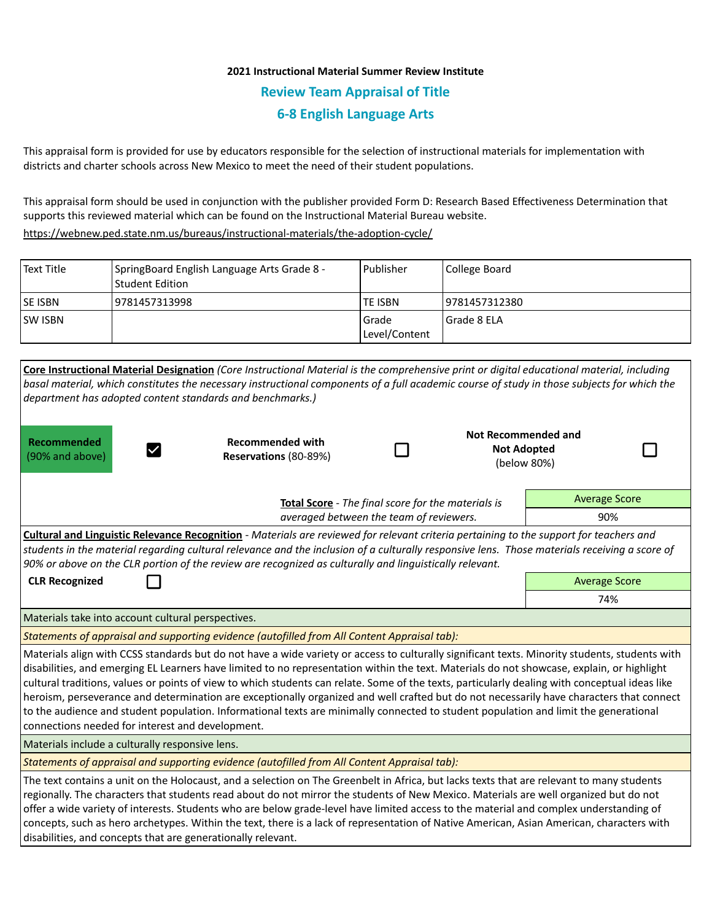**2021 Instructional Material Summer Review Institute**

## Review Team Appraisal of Title

## 6-8 English Language Arts

This appraisal form is provided for use by educators responsible for the selection of instructional materials for implementation with districts and charter schools across New Mexico to meet the need of their student populations.

This appraisal form should be used in conjunction with the publisher provided Form D: Research Based Effectiveness Determination that supports this reviewed material which can be found on the Instructional Material Bureau website.
https://webnew.ped.state.nm.us/bureaus/instructional-materials/the-adoption-cycle/

| Text Title | SpringBoard English Language Arts Grade 8 - Student Edition | Publisher | College Board |
|---|---|---|---|
| SE ISBN | 9781457313998 | TE ISBN | 9781457312380 |
| SW ISBN | | Grade Level/Content | Grade 8 ELA |

**Core Instructional Material Designation** *(Core Instructional Material is the comprehensive print or digital educational material, including basal material, which constitutes the necessary instructional components of a full academic course of study in those subjects for which the department has adopted content standards and benchmarks.)*

| Recommended (90% and above) | ☑ | Recommended with Reservations (80-89%) | ☐ | Not Recommended and Not Adopted (below 80%) | ☐ |
|---|---|---|---|---|---|

**Total Score** - *The final score for the materials is averaged between the team of reviewers.*

| Average Score |
|---|
| 90% |

**Cultural and Linguistic Relevance Recognition** - *Materials are reviewed for relevant criteria pertaining to the support for teachers and students in the material regarding cultural relevance and the inclusion of a culturally responsive lens. Those materials receiving a score of 90% or above on the CLR portion of the review are recognized as culturally and linguistically relevant.*

**CLR Recognized** ☐

| Average Score |
|---|
| 74% |

Materials take into account cultural perspectives.

*Statements of appraisal and supporting evidence (autofilled from All Content Appraisal tab):*

Materials align with CCSS standards but do not have a wide variety or access to culturally significant texts. Minority students, students with disabilities, and emerging EL Learners have limited to no representation within the text. Materials do not showcase, explain, or highlight cultural traditions, values or points of view to which students can relate. Some of the texts, particularly dealing with conceptual ideas like heroism, perseverance and determination are exceptionally organized and well crafted but do not necessarily have characters that connect to the audience and student population. Informational texts are minimally connected to student population and limit the generational connections needed for interest and development.

Materials include a culturally responsive lens.

*Statements of appraisal and supporting evidence (autofilled from All Content Appraisal tab):*

The text contains a unit on the Holocaust, and a selection on The Greenbelt in Africa, but lacks texts that are relevant to many students regionally. The characters that students read about do not mirror the students of New Mexico. Materials are well organized but do not offer a wide variety of interests. Students who are below grade-level have limited access to the material and complex understanding of concepts, such as hero archetypes. Within the text, there is a lack of representation of Native American, Asian American, characters with disabilities, and concepts that are generationally relevant.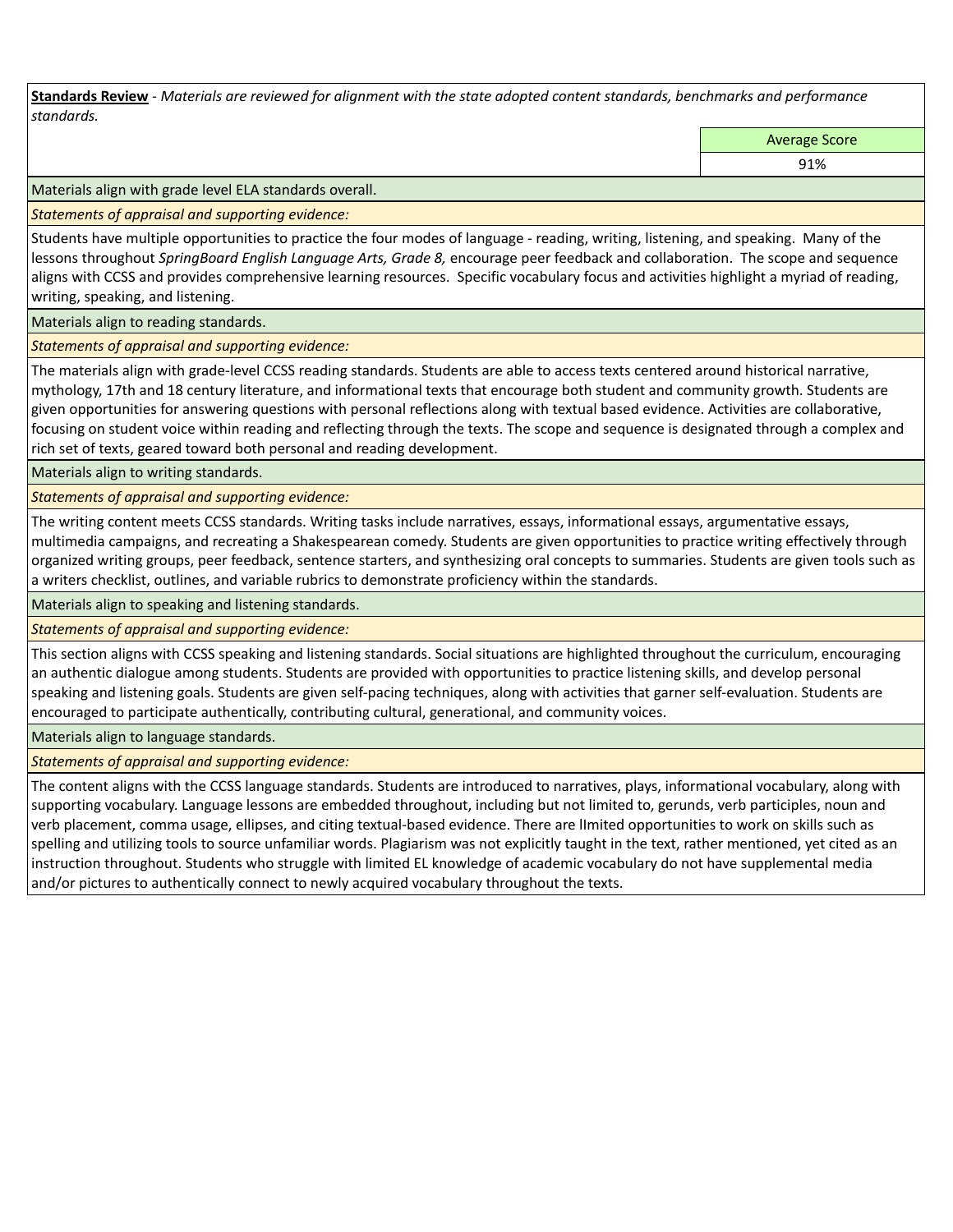**Standards Review** - *Materials are reviewed for alignment with the state adopted content standards, benchmarks and performance standards.*

| | Average Score |
|---|---|
| | 91% |

Materials align with grade level ELA standards overall.

*Statements of appraisal and supporting evidence:*

Students have multiple opportunities to practice the four modes of language - reading, writing, listening, and speaking. Many of the lessons throughout *SpringBoard English Language Arts, Grade 8,* encourage peer feedback and collaboration. The scope and sequence aligns with CCSS and provides comprehensive learning resources. Specific vocabulary focus and activities highlight a myriad of reading, writing, speaking, and listening.

Materials align to reading standards.

*Statements of appraisal and supporting evidence:*

The materials align with grade-level CCSS reading standards. Students are able to access texts centered around historical narrative, mythology, 17th and 18 century literature, and informational texts that encourage both student and community growth. Students are given opportunities for answering questions with personal reflections along with textual based evidence. Activities are collaborative, focusing on student voice within reading and reflecting through the texts. The scope and sequence is designated through a complex and rich set of texts, geared toward both personal and reading development.

Materials align to writing standards.

*Statements of appraisal and supporting evidence:*

The writing content meets CCSS standards. Writing tasks include narratives, essays, informational essays, argumentative essays, multimedia campaigns, and recreating a Shakespearean comedy. Students are given opportunities to practice writing effectively through organized writing groups, peer feedback, sentence starters, and synthesizing oral concepts to summaries. Students are given tools such as a writers checklist, outlines, and variable rubrics to demonstrate proficiency within the standards.

Materials align to speaking and listening standards.

*Statements of appraisal and supporting evidence:*

This section aligns with CCSS speaking and listening standards. Social situations are highlighted throughout the curriculum, encouraging an authentic dialogue among students. Students are provided with opportunities to practice listening skills, and develop personal speaking and listening goals. Students are given self-pacing techniques, along with activities that garner self-evaluation. Students are encouraged to participate authentically, contributing cultural, generational, and community voices.

Materials align to language standards.

*Statements of appraisal and supporting evidence:*

The content aligns with the CCSS language standards. Students are introduced to narratives, plays, informational vocabulary, along with supporting vocabulary. Language lessons are embedded throughout, including but not limited to, gerunds, verb participles, noun and verb placement, comma usage, ellipses, and citing textual-based evidence. There are lImited opportunities to work on skills such as spelling and utilizing tools to source unfamiliar words. Plagiarism was not explicitly taught in the text, rather mentioned, yet cited as an instruction throughout. Students who struggle with limited EL knowledge of academic vocabulary do not have supplemental media and/or pictures to authentically connect to newly acquired vocabulary throughout the texts.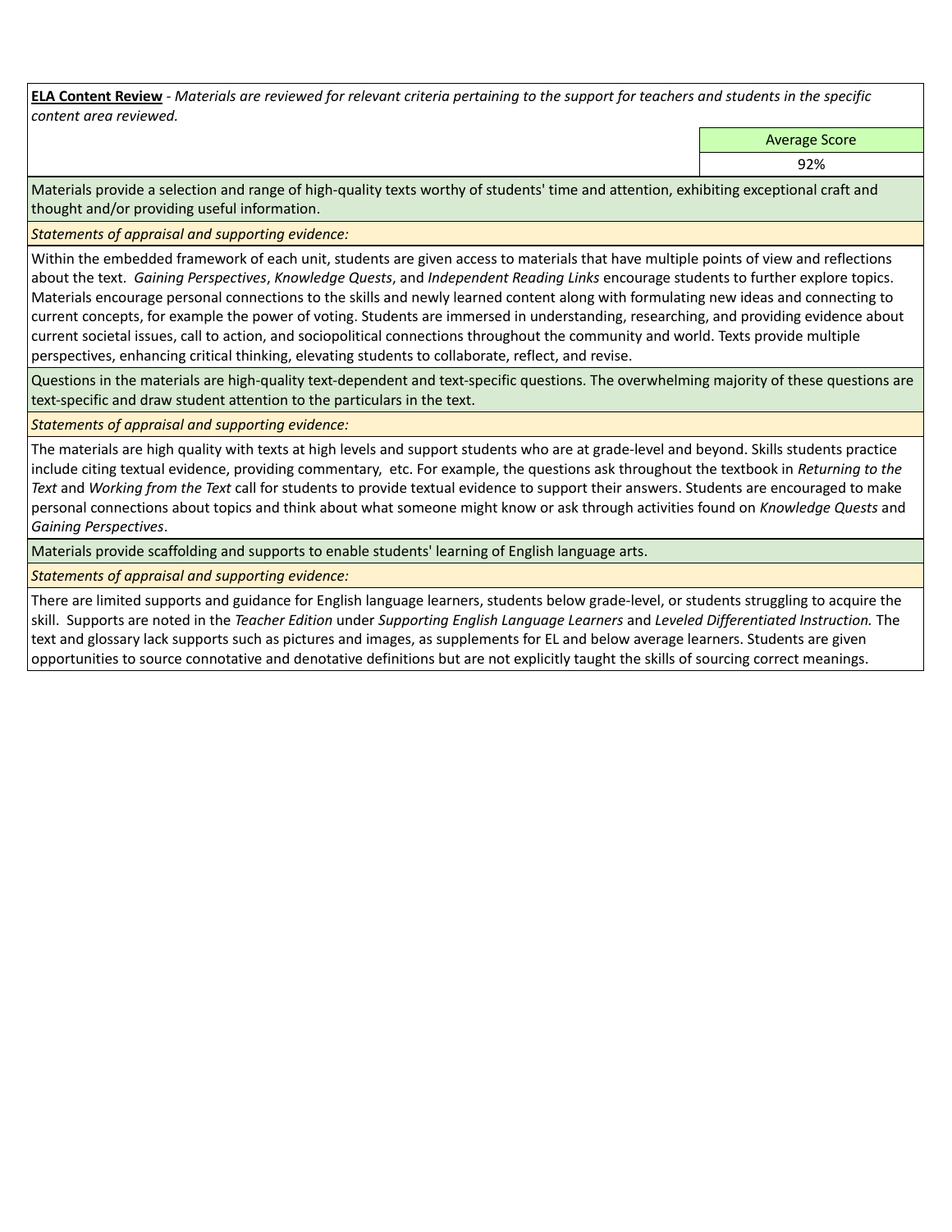**ELA Content Review** - *Materials are reviewed for relevant criteria pertaining to the support for teachers and students in the specific content area reviewed.*

| Average Score |
| --- |
| 92% |

Materials provide a selection and range of high-quality texts worthy of students' time and attention, exhibiting exceptional craft and thought and/or providing useful information.

*Statements of appraisal and supporting evidence:*

Within the embedded framework of each unit, students are given access to materials that have multiple points of view and reflections about the text. *Gaining Perspectives*, *Knowledge Quests*, and *Independent Reading Links* encourage students to further explore topics. Materials encourage personal connections to the skills and newly learned content along with formulating new ideas and connecting to current concepts, for example the power of voting. Students are immersed in understanding, researching, and providing evidence about current societal issues, call to action, and sociopolitical connections throughout the community and world. Texts provide multiple perspectives, enhancing critical thinking, elevating students to collaborate, reflect, and revise.

Questions in the materials are high-quality text-dependent and text-specific questions. The overwhelming majority of these questions are text-specific and draw student attention to the particulars in the text.

*Statements of appraisal and supporting evidence:*

The materials are high quality with texts at high levels and support students who are at grade-level and beyond. Skills students practice include citing textual evidence, providing commentary, etc. For example, the questions ask throughout the textbook in *Returning to the Text* and *Working from the Text* call for students to provide textual evidence to support their answers. Students are encouraged to make personal connections about topics and think about what someone might know or ask through activities found on *Knowledge Quests* and *Gaining Perspectives*.

Materials provide scaffolding and supports to enable students' learning of English language arts.

*Statements of appraisal and supporting evidence:*

There are limited supports and guidance for English language learners, students below grade-level, or students struggling to acquire the skill. Supports are noted in the *Teacher Edition* under *Supporting English Language Learners* and *Leveled Differentiated Instruction.* The text and glossary lack supports such as pictures and images, as supplements for EL and below average learners. Students are given opportunities to source connotative and denotative definitions but are not explicitly taught the skills of sourcing correct meanings.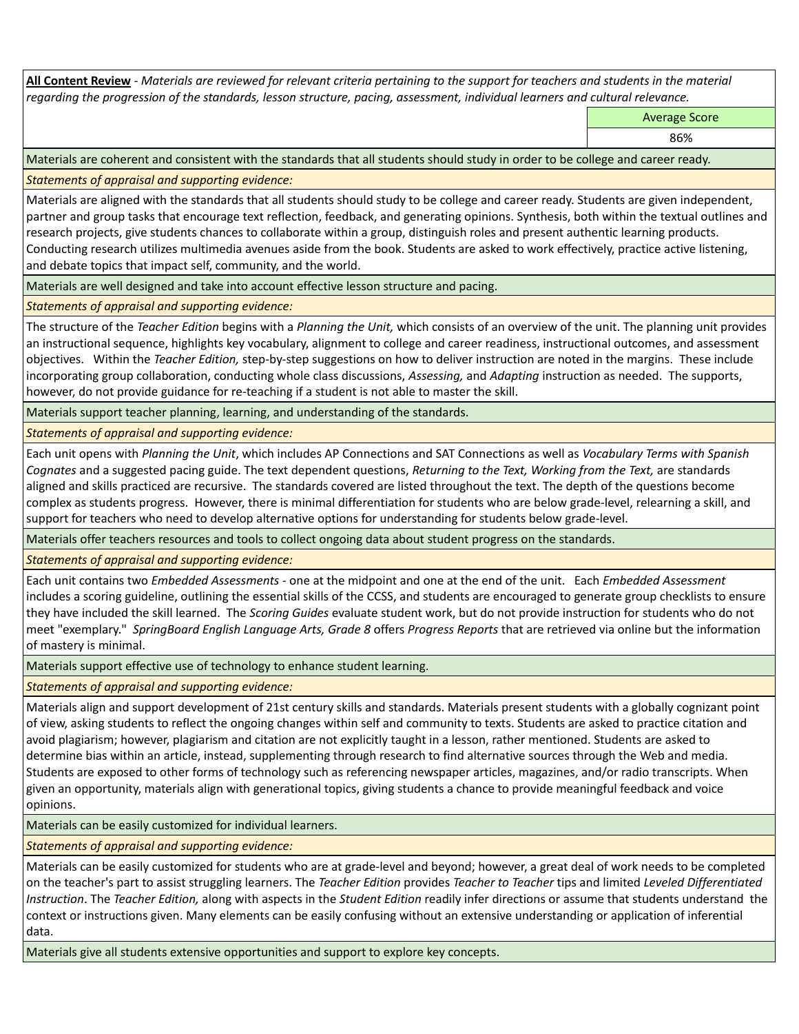**All Content Review** - *Materials are reviewed for relevant criteria pertaining to the support for teachers and students in the material regarding the progression of the standards, lesson structure, pacing, assessment, individual learners and cultural relevance.*

| Average Score |
|---|
| 86% |

Materials are coherent and consistent with the standards that all students should study in order to be college and career ready.

*Statements of appraisal and supporting evidence:*

Materials are aligned with the standards that all students should study to be college and career ready. Students are given independent, partner and group tasks that encourage text reflection, feedback, and generating opinions. Synthesis, both within the textual outlines and research projects, give students chances to collaborate within a group, distinguish roles and present authentic learning products. Conducting research utilizes multimedia avenues aside from the book. Students are asked to work effectively, practice active listening, and debate topics that impact self, community, and the world.

Materials are well designed and take into account effective lesson structure and pacing.

*Statements of appraisal and supporting evidence:*

The structure of the *Teacher Edition* begins with a *Planning the Unit,* which consists of an overview of the unit. The planning unit provides an instructional sequence, highlights key vocabulary, alignment to college and career readiness, instructional outcomes, and assessment objectives. Within the *Teacher Edition,* step-by-step suggestions on how to deliver instruction are noted in the margins. These include incorporating group collaboration, conducting whole class discussions, *Assessing,* and *Adapting* instruction as needed. The supports, however, do not provide guidance for re-teaching if a student is not able to master the skill.

Materials support teacher planning, learning, and understanding of the standards.

*Statements of appraisal and supporting evidence:*

Each unit opens with *Planning the Unit*, which includes AP Connections and SAT Connections as well as *Vocabulary Terms with Spanish Cognates* and a suggested pacing guide. The text dependent questions, *Returning to the Text, Working from the Text,* are standards aligned and skills practiced are recursive. The standards covered are listed throughout the text. The depth of the questions become complex as students progress. However, there is minimal differentiation for students who are below grade-level, relearning a skill, and support for teachers who need to develop alternative options for understanding for students below grade-level.

Materials offer teachers resources and tools to collect ongoing data about student progress on the standards.

*Statements of appraisal and supporting evidence:*

Each unit contains two *Embedded Assessments* - one at the midpoint and one at the end of the unit. Each *Embedded Assessment* includes a scoring guideline, outlining the essential skills of the CCSS, and students are encouraged to generate group checklists to ensure they have included the skill learned. The *Scoring Guides* evaluate student work, but do not provide instruction for students who do not meet "exemplary." *SpringBoard English Language Arts, Grade 8* offers *Progress Reports* that are retrieved via online but the information of mastery is minimal.

Materials support effective use of technology to enhance student learning.

*Statements of appraisal and supporting evidence:*

Materials align and support development of 21st century skills and standards. Materials present students with a globally cognizant point of view, asking students to reflect the ongoing changes within self and community to texts. Students are asked to practice citation and avoid plagiarism; however, plagiarism and citation are not explicitly taught in a lesson, rather mentioned. Students are asked to determine bias within an article, instead, supplementing through research to find alternative sources through the Web and media. Students are exposed to other forms of technology such as referencing newspaper articles, magazines, and/or radio transcripts. When given an opportunity, materials align with generational topics, giving students a chance to provide meaningful feedback and voice opinions.

Materials can be easily customized for individual learners.

*Statements of appraisal and supporting evidence:*

Materials can be easily customized for students who are at grade-level and beyond; however, a great deal of work needs to be completed on the teacher's part to assist struggling learners. The *Teacher Edition* provides *Teacher to Teacher* tips and limited *Leveled Differentiated Instruction*. The *Teacher Edition,* along with aspects in the *Student Edition* readily infer directions or assume that students understand the context or instructions given. Many elements can be easily confusing without an extensive understanding or application of inferential data.

Materials give all students extensive opportunities and support to explore key concepts.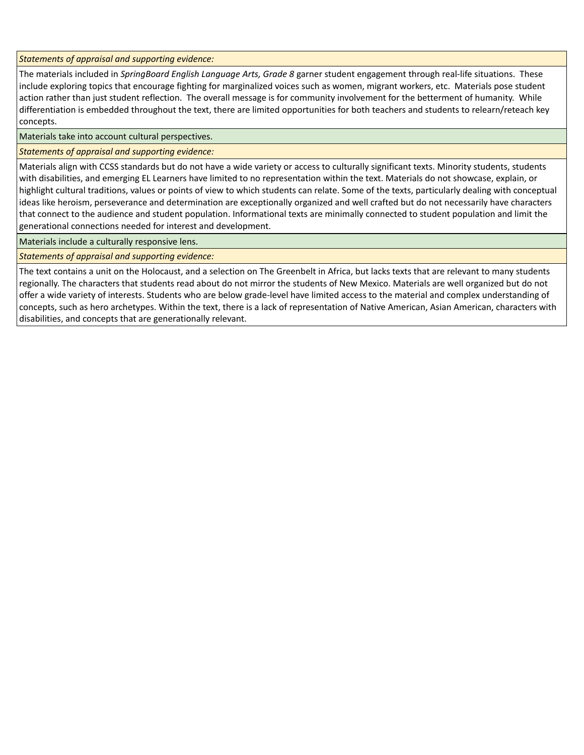*Statements of appraisal and supporting evidence:*

The materials included in *SpringBoard English Language Arts, Grade 8* garner student engagement through real-life situations. These include exploring topics that encourage fighting for marginalized voices such as women, migrant workers, etc. Materials pose student action rather than just student reflection. The overall message is for community involvement for the betterment of humanity. While differentiation is embedded throughout the text, there are limited opportunities for both teachers and students to relearn/reteach key concepts.

Materials take into account cultural perspectives.

*Statements of appraisal and supporting evidence:*

Materials align with CCSS standards but do not have a wide variety or access to culturally significant texts. Minority students, students with disabilities, and emerging EL Learners have limited to no representation within the text. Materials do not showcase, explain, or highlight cultural traditions, values or points of view to which students can relate. Some of the texts, particularly dealing with conceptual ideas like heroism, perseverance and determination are exceptionally organized and well crafted but do not necessarily have characters that connect to the audience and student population. Informational texts are minimally connected to student population and limit the generational connections needed for interest and development.

Materials include a culturally responsive lens.

*Statements of appraisal and supporting evidence:*

The text contains a unit on the Holocaust, and a selection on The Greenbelt in Africa, but lacks texts that are relevant to many students regionally. The characters that students read about do not mirror the students of New Mexico. Materials are well organized but do not offer a wide variety of interests. Students who are below grade-level have limited access to the material and complex understanding of concepts, such as hero archetypes. Within the text, there is a lack of representation of Native American, Asian American, characters with disabilities, and concepts that are generationally relevant.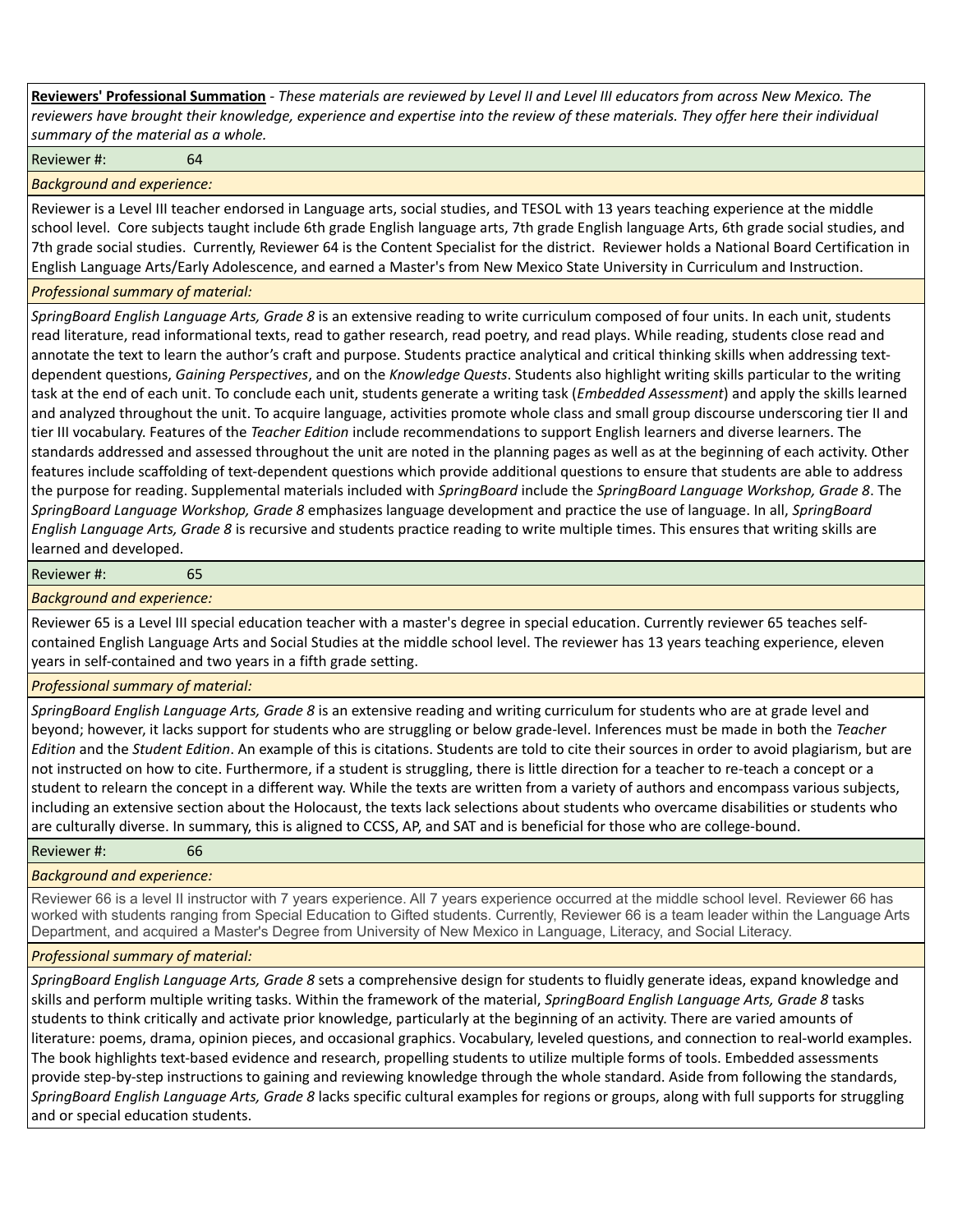**Reviewers' Professional Summation** - *These materials are reviewed by Level II and Level III educators from across New Mexico. The reviewers have brought their knowledge, experience and expertise into the review of these materials. They offer here their individual summary of the material as a whole.*

Reviewer #: 64

*Background and experience:*

Reviewer is a Level III teacher endorsed in Language arts, social studies, and TESOL with 13 years teaching experience at the middle school level. Core subjects taught include 6th grade English language arts, 7th grade English language Arts, 6th grade social studies, and 7th grade social studies. Currently, Reviewer 64 is the Content Specialist for the district. Reviewer holds a National Board Certification in English Language Arts/Early Adolescence, and earned a Master's from New Mexico State University in Curriculum and Instruction.

*Professional summary of material:*

*SpringBoard English Language Arts, Grade 8* is an extensive reading to write curriculum composed of four units. In each unit, students read literature, read informational texts, read to gather research, read poetry, and read plays. While reading, students close read and annotate the text to learn the author's craft and purpose. Students practice analytical and critical thinking skills when addressing text-dependent questions, *Gaining Perspectives*, and on the *Knowledge Quests*. Students also highlight writing skills particular to the writing task at the end of each unit. To conclude each unit, students generate a writing task (*Embedded Assessment*) and apply the skills learned and analyzed throughout the unit. To acquire language, activities promote whole class and small group discourse underscoring tier II and tier III vocabulary. Features of the *Teacher Edition* include recommendations to support English learners and diverse learners. The standards addressed and assessed throughout the unit are noted in the planning pages as well as at the beginning of each activity. Other features include scaffolding of text-dependent questions which provide additional questions to ensure that students are able to address the purpose for reading. Supplemental materials included with *SpringBoard* include the *SpringBoard Language Workshop, Grade 8*. The *SpringBoard Language Workshop, Grade 8* emphasizes language development and practice the use of language. In all, *SpringBoard English Language Arts, Grade 8* is recursive and students practice reading to write multiple times. This ensures that writing skills are learned and developed.

Reviewer #: 65

*Background and experience:*

Reviewer 65 is a Level III special education teacher with a master's degree in special education. Currently reviewer 65 teaches self-contained English Language Arts and Social Studies at the middle school level. The reviewer has 13 years teaching experience, eleven years in self-contained and two years in a fifth grade setting.

*Professional summary of material:*

*SpringBoard English Language Arts, Grade 8* is an extensive reading and writing curriculum for students who are at grade level and beyond; however, it lacks support for students who are struggling or below grade-level. Inferences must be made in both the *Teacher Edition* and the *Student Edition*. An example of this is citations. Students are told to cite their sources in order to avoid plagiarism, but are not instructed on how to cite. Furthermore, if a student is struggling, there is little direction for a teacher to re-teach a concept or a student to relearn the concept in a different way. While the texts are written from a variety of authors and encompass various subjects, including an extensive section about the Holocaust, the texts lack selections about students who overcame disabilities or students who are culturally diverse. In summary, this is aligned to CCSS, AP, and SAT and is beneficial for those who are college-bound.

Reviewer #: 66

*Background and experience:*

Reviewer 66 is a level II instructor with 7 years experience. All 7 years experience occurred at the middle school level. Reviewer 66 has worked with students ranging from Special Education to Gifted students. Currently, Reviewer 66 is a team leader within the Language Arts Department, and acquired a Master's Degree from University of New Mexico in Language, Literacy, and Social Literacy.

*Professional summary of material:*

*SpringBoard English Language Arts, Grade 8* sets a comprehensive design for students to fluidly generate ideas, expand knowledge and skills and perform multiple writing tasks. Within the framework of the material, *SpringBoard English Language Arts, Grade 8* tasks students to think critically and activate prior knowledge, particularly at the beginning of an activity. There are varied amounts of literature: poems, drama, opinion pieces, and occasional graphics. Vocabulary, leveled questions, and connection to real-world examples. The book highlights text-based evidence and research, propelling students to utilize multiple forms of tools. Embedded assessments provide step-by-step instructions to gaining and reviewing knowledge through the whole standard. Aside from following the standards, *SpringBoard English Language Arts, Grade 8* lacks specific cultural examples for regions or groups, along with full supports for struggling and or special education students.